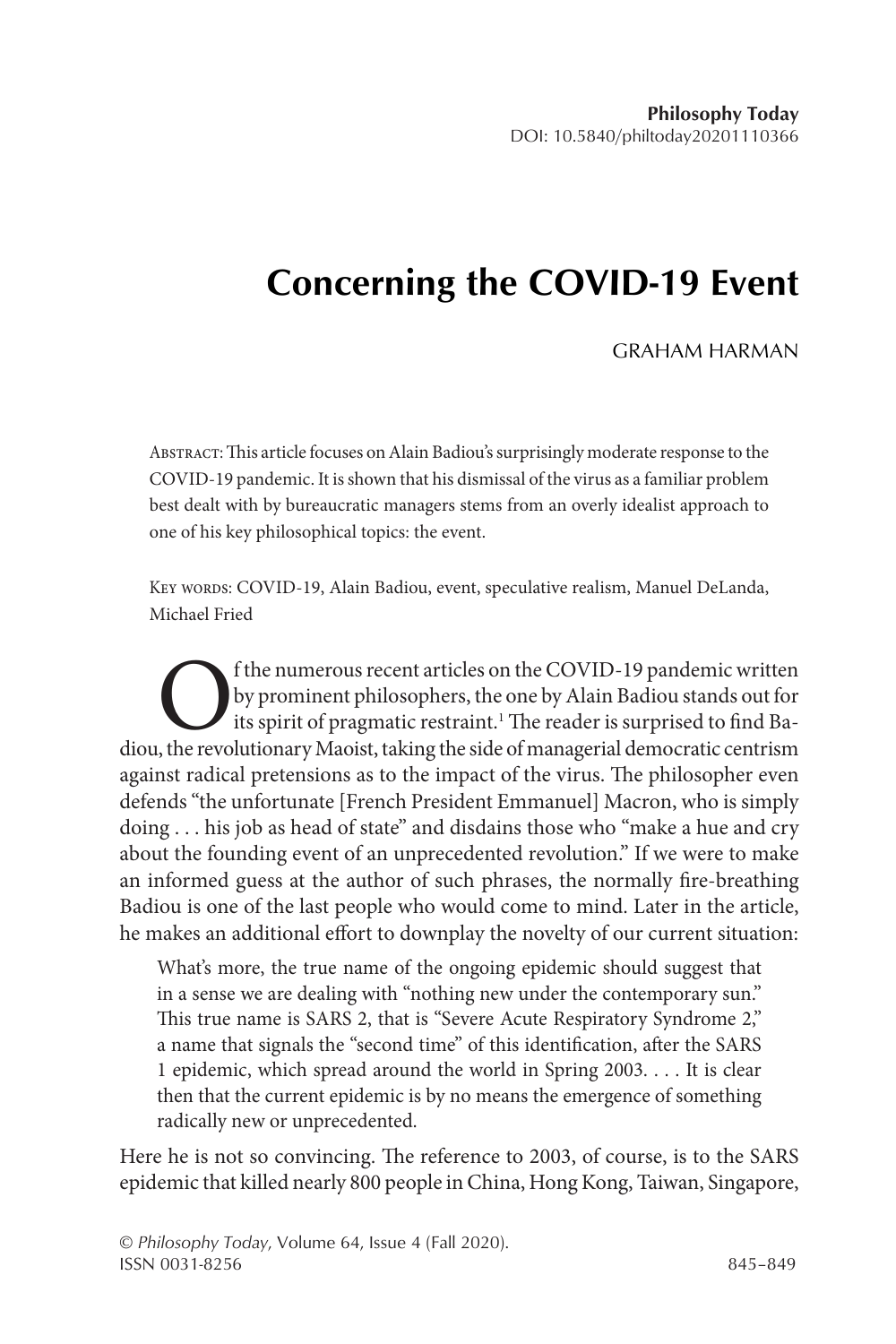**Philosophy Today**
DOI: 10.5840/philtoday20201110366

# Concerning the COVID-19 Event

GRAHAM HARMAN

Abstract: This article focuses on Alain Badiou's surprisingly moderate response to the COVID-19 pandemic. It is shown that his dismissal of the virus as a familiar problem best dealt with by bureaucratic managers stems from an overly idealist approach to one of his key philosophical topics: the event.

Key words: COVID-19, Alain Badiou, event, speculative realism, Manuel DeLanda, Michael Fried

Of the numerous recent articles on the COVID-19 pandemic written by prominent philosophers, the one by Alain Badiou stands out for its spirit of pragmatic restraint.[1] The reader is surprised to find Badiou, the revolutionary Maoist, taking the side of managerial democratic centrism against radical pretensions as to the impact of the virus. The philosopher even defends "the unfortunate [French President Emmanuel] Macron, who is simply doing . . . his job as head of state" and disdains those who "make a hue and cry about the founding event of an unprecedented revolution." If we were to make an informed guess at the author of such phrases, the normally fire-breathing Badiou is one of the last people who would come to mind. Later in the article, he makes an additional effort to downplay the novelty of our current situation:

> What's more, the true name of the ongoing epidemic should suggest that in a sense we are dealing with "nothing new under the contemporary sun." This true name is SARS 2, that is "Severe Acute Respiratory Syndrome 2," a name that signals the "second time" of this identification, after the SARS 1 epidemic, which spread around the world in Spring 2003. . . . It is clear then that the current epidemic is by no means the emergence of something radically new or unprecedented.

Here he is not so convincing. The reference to 2003, of course, is to the SARS epidemic that killed nearly 800 people in China, Hong Kong, Taiwan, Singapore,

© *Philosophy Today*, Volume 64, Issue 4 (Fall 2020).
ISSN 0031-8256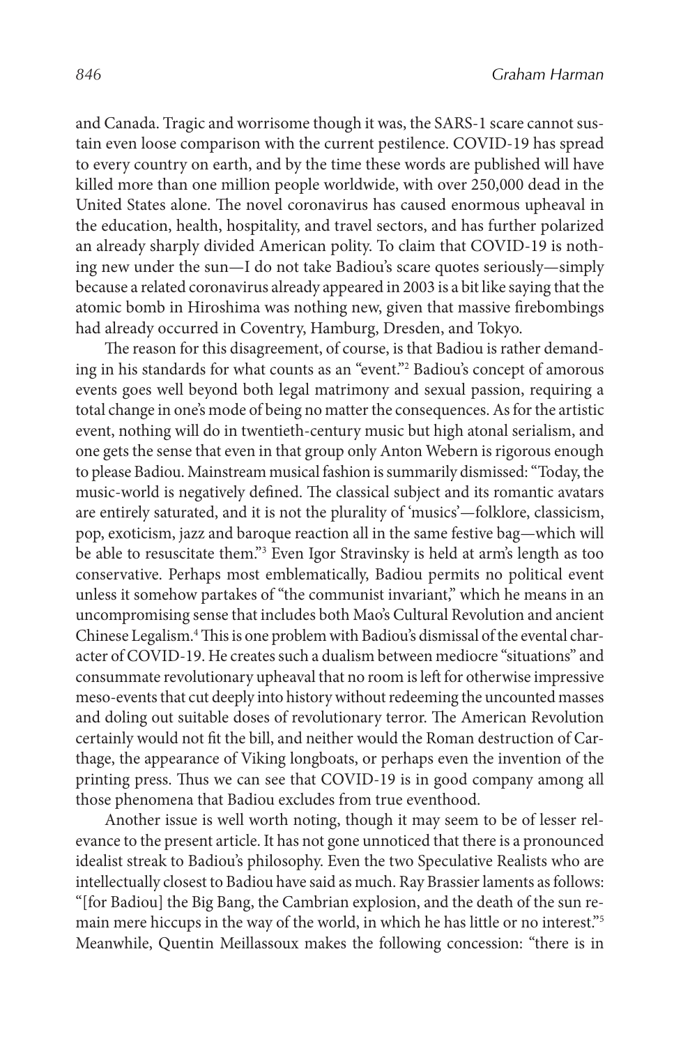and Canada. Tragic and worrisome though it was, the SARS-1 scare cannot sustain even loose comparison with the current pestilence. COVID-19 has spread to every country on earth, and by the time these words are published will have killed more than one million people worldwide, with over 250,000 dead in the United States alone. The novel coronavirus has caused enormous upheaval in the education, health, hospitality, and travel sectors, and has further polarized an already sharply divided American polity. To claim that COVID-19 is nothing new under the sun—I do not take Badiou's scare quotes seriously—simply because a related coronavirus already appeared in 2003 is a bit like saying that the atomic bomb in Hiroshima was nothing new, given that massive firebombings had already occurred in Coventry, Hamburg, Dresden, and Tokyo.

The reason for this disagreement, of course, is that Badiou is rather demanding in his standards for what counts as an "event."[2] Badiou's concept of amorous events goes well beyond both legal matrimony and sexual passion, requiring a total change in one's mode of being no matter the consequences. As for the artistic event, nothing will do in twentieth-century music but high atonal serialism, and one gets the sense that even in that group only Anton Webern is rigorous enough to please Badiou. Mainstream musical fashion is summarily dismissed: "Today, the music-world is negatively defined. The classical subject and its romantic avatars are entirely saturated, and it is not the plurality of 'musics'—folklore, classicism, pop, exoticism, jazz and baroque reaction all in the same festive bag—which will be able to resuscitate them."[3] Even Igor Stravinsky is held at arm's length as too conservative. Perhaps most emblematically, Badiou permits no political event unless it somehow partakes of "the communist invariant," which he means in an uncompromising sense that includes both Mao's Cultural Revolution and ancient Chinese Legalism.[4] This is one problem with Badiou's dismissal of the evental character of COVID-19. He creates such a dualism between mediocre "situations" and consummate revolutionary upheaval that no room is left for otherwise impressive meso-events that cut deeply into history without redeeming the uncounted masses and doling out suitable doses of revolutionary terror. The American Revolution certainly would not fit the bill, and neither would the Roman destruction of Carthage, the appearance of Viking longboats, or perhaps even the invention of the printing press. Thus we can see that COVID-19 is in good company among all those phenomena that Badiou excludes from true eventhood.

Another issue is well worth noting, though it may seem to be of lesser relevance to the present article. It has not gone unnoticed that there is a pronounced idealist streak to Badiou's philosophy. Even the two Speculative Realists who are intellectually closest to Badiou have said as much. Ray Brassier laments as follows: "[for Badiou] the Big Bang, the Cambrian explosion, and the death of the sun remain mere hiccups in the way of the world, in which he has little or no interest."[5] Meanwhile, Quentin Meillassoux makes the following concession: "there is in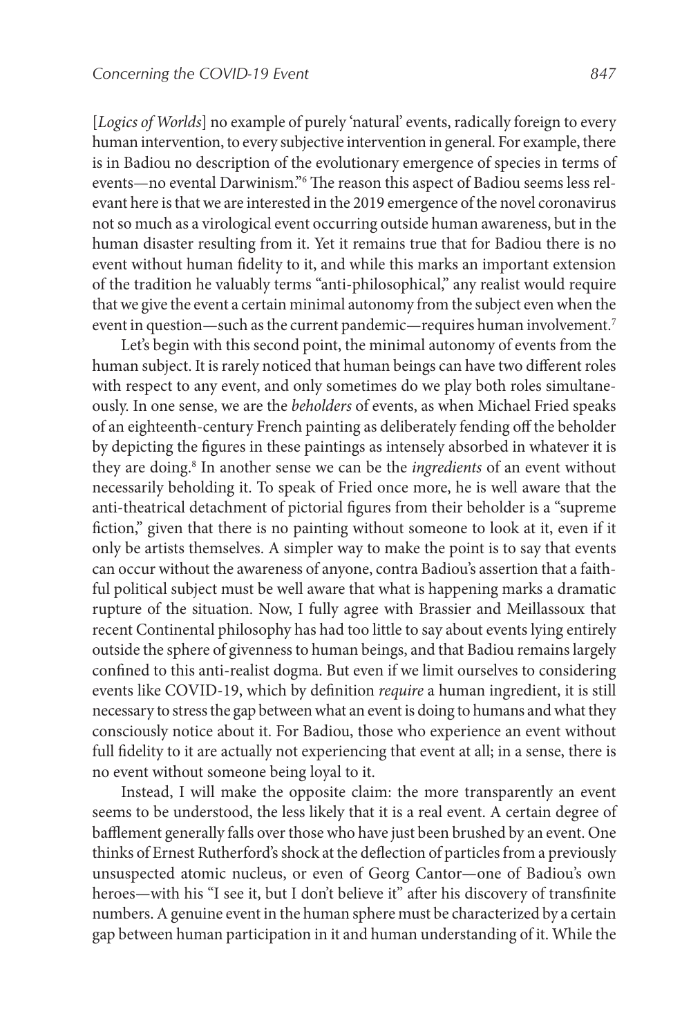[*Logics of Worlds*] no example of purely 'natural' events, radically foreign to every human intervention, to every subjective intervention in general. For example, there is in Badiou no description of the evolutionary emergence of species in terms of events—no evental Darwinism."[6] The reason this aspect of Badiou seems less relevant here is that we are interested in the 2019 emergence of the novel coronavirus not so much as a virological event occurring outside human awareness, but in the human disaster resulting from it. Yet it remains true that for Badiou there is no event without human fidelity to it, and while this marks an important extension of the tradition he valuably terms "anti-philosophical," any realist would require that we give the event a certain minimal autonomy from the subject even when the event in question—such as the current pandemic—requires human involvement.[7]

Let's begin with this second point, the minimal autonomy of events from the human subject. It is rarely noticed that human beings can have two different roles with respect to any event, and only sometimes do we play both roles simultaneously. In one sense, we are the *beholders* of events, as when Michael Fried speaks of an eighteenth-century French painting as deliberately fending off the beholder by depicting the figures in these paintings as intensely absorbed in whatever it is they are doing.[8] In another sense we can be the *ingredients* of an event without necessarily beholding it. To speak of Fried once more, he is well aware that the anti-theatrical detachment of pictorial figures from their beholder is a "supreme fiction," given that there is no painting without someone to look at it, even if it only be artists themselves. A simpler way to make the point is to say that events can occur without the awareness of anyone, contra Badiou's assertion that a faithful political subject must be well aware that what is happening marks a dramatic rupture of the situation. Now, I fully agree with Brassier and Meillassoux that recent Continental philosophy has had too little to say about events lying entirely outside the sphere of givenness to human beings, and that Badiou remains largely confined to this anti-realist dogma. But even if we limit ourselves to considering events like COVID-19, which by definition *require* a human ingredient, it is still necessary to stress the gap between what an event is doing to humans and what they consciously notice about it. For Badiou, those who experience an event without full fidelity to it are actually not experiencing that event at all; in a sense, there is no event without someone being loyal to it.

Instead, I will make the opposite claim: the more transparently an event seems to be understood, the less likely that it is a real event. A certain degree of bafflement generally falls over those who have just been brushed by an event. One thinks of Ernest Rutherford's shock at the deflection of particles from a previously unsuspected atomic nucleus, or even of Georg Cantor—one of Badiou's own heroes—with his "I see it, but I don't believe it" after his discovery of transfinite numbers. A genuine event in the human sphere must be characterized by a certain gap between human participation in it and human understanding of it. While the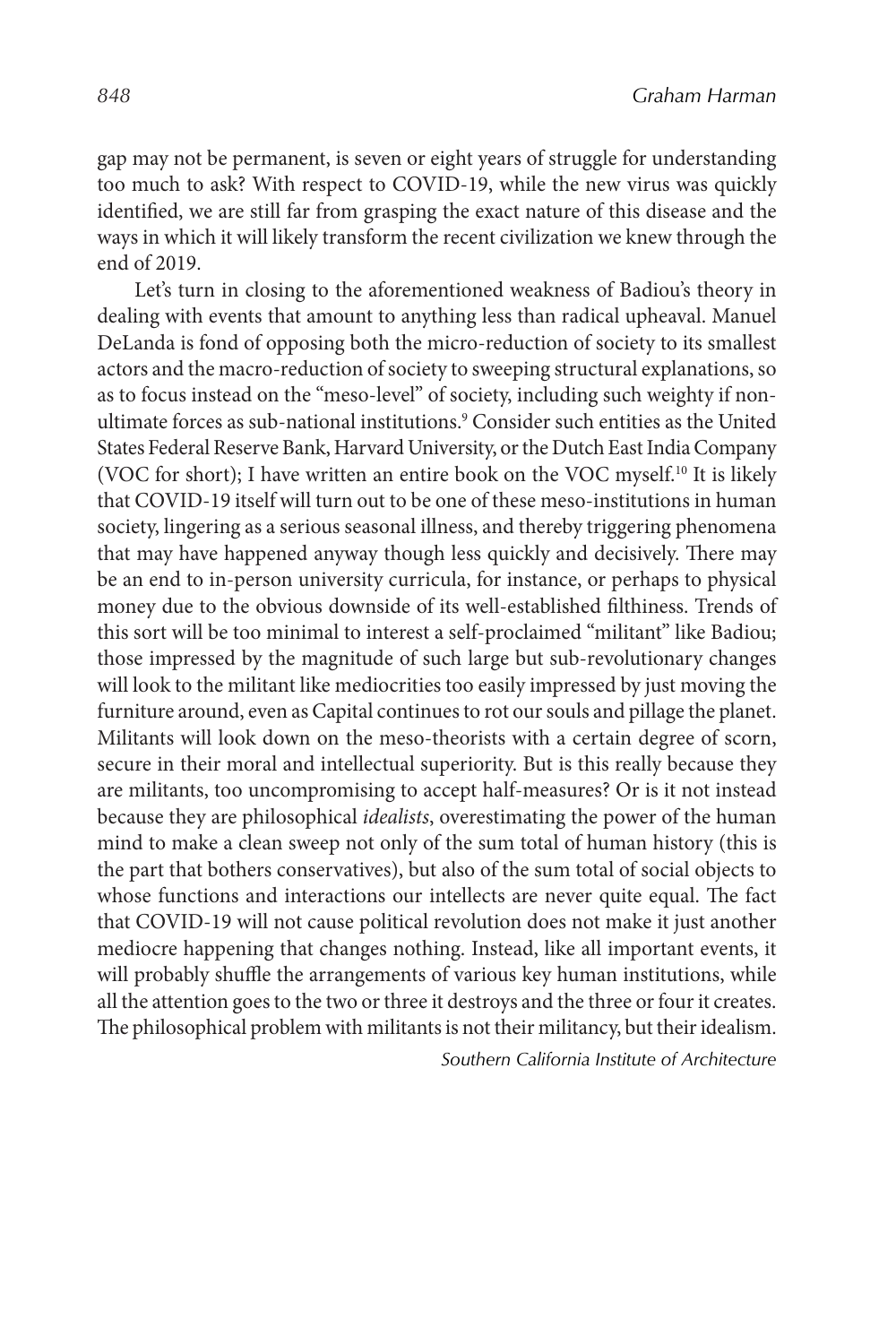gap may not be permanent, is seven or eight years of struggle for understanding too much to ask? With respect to COVID-19, while the new virus was quickly identified, we are still far from grasping the exact nature of this disease and the ways in which it will likely transform the recent civilization we knew through the end of 2019.

Let's turn in closing to the aforementioned weakness of Badiou's theory in dealing with events that amount to anything less than radical upheaval. Manuel DeLanda is fond of opposing both the micro-reduction of society to its smallest actors and the macro-reduction of society to sweeping structural explanations, so as to focus instead on the "meso-level" of society, including such weighty if non-ultimate forces as sub-national institutions.[9] Consider such entities as the United States Federal Reserve Bank, Harvard University, or the Dutch East India Company (VOC for short); I have written an entire book on the VOC myself.[10] It is likely that COVID-19 itself will turn out to be one of these meso-institutions in human society, lingering as a serious seasonal illness, and thereby triggering phenomena that may have happened anyway though less quickly and decisively. There may be an end to in-person university curricula, for instance, or perhaps to physical money due to the obvious downside of its well-established filthiness. Trends of this sort will be too minimal to interest a self-proclaimed "militant" like Badiou; those impressed by the magnitude of such large but sub-revolutionary changes will look to the militant like mediocrities too easily impressed by just moving the furniture around, even as Capital continues to rot our souls and pillage the planet. Militants will look down on the meso-theorists with a certain degree of scorn, secure in their moral and intellectual superiority. But is this really because they are militants, too uncompromising to accept half-measures? Or is it not instead because they are philosophical *idealists*, overestimating the power of the human mind to make a clean sweep not only of the sum total of human history (this is the part that bothers conservatives), but also of the sum total of social objects to whose functions and interactions our intellects are never quite equal. The fact that COVID-19 will not cause political revolution does not make it just another mediocre happening that changes nothing. Instead, like all important events, it will probably shuffle the arrangements of various key human institutions, while all the attention goes to the two or three it destroys and the three or four it creates. The philosophical problem with militants is not their militancy, but their idealism.

*Southern California Institute of Architecture*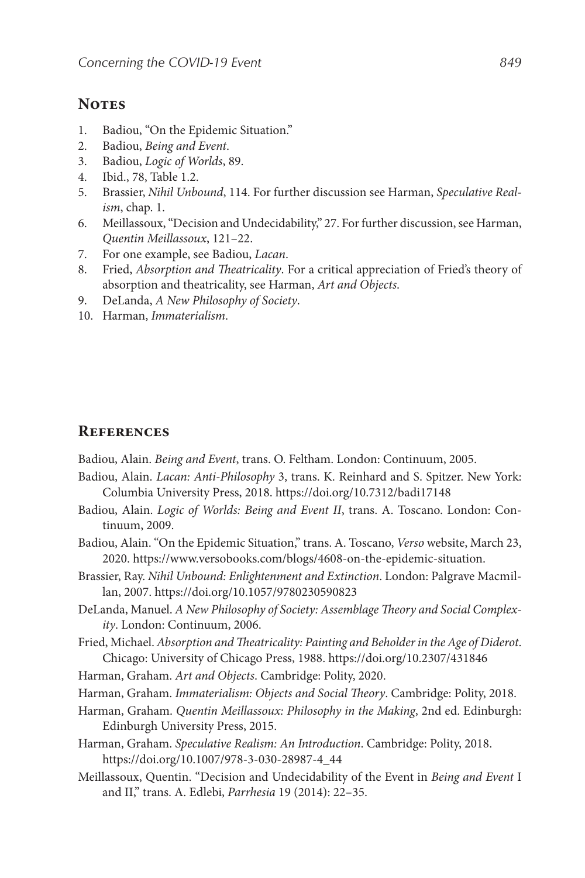## Notes

1. Badiou, "On the Epidemic Situation."
2. Badiou, *Being and Event*.
3. Badiou, *Logic of Worlds*, 89.
4. Ibid., 78, Table 1.2.
5. Brassier, *Nihil Unbound*, 114. For further discussion see Harman, *Speculative Realism*, chap. 1.
6. Meillassoux, "Decision and Undecidability," 27. For further discussion, see Harman, *Quentin Meillassoux*, 121–22.
7. For one example, see Badiou, *Lacan*.
8. Fried, *Absorption and Theatricality*. For a critical appreciation of Fried's theory of absorption and theatricality, see Harman, *Art and Objects.*
9. DeLanda, *A New Philosophy of Society*.
10. Harman, *Immaterialism*.

## References

Badiou, Alain. *Being and Event*, trans. O. Feltham. London: Continuum, 2005.

Badiou, Alain. *Lacan: Anti-Philosophy* 3, trans. K. Reinhard and S. Spitzer. New York: Columbia University Press, 2018. https://doi.org/10.7312/badi17148

Badiou, Alain. *Logic of Worlds: Being and Event II*, trans. A. Toscano. London: Continuum, 2009.

Badiou, Alain. "On the Epidemic Situation," trans. A. Toscano, *Verso* website, March 23, 2020. https://www.versobooks.com/blogs/4608-on-the-epidemic-situation.

Brassier, Ray. *Nihil Unbound: Enlightenment and Extinction*. London: Palgrave Macmillan, 2007. https://doi.org/10.1057/9780230590823

DeLanda, Manuel. *A New Philosophy of Society: Assemblage Theory and Social Complexity*. London: Continuum, 2006.

Fried, Michael. *Absorption and Theatricality: Painting and Beholder in the Age of Diderot*. Chicago: University of Chicago Press, 1988. https://doi.org/10.2307/431846

Harman, Graham. *Art and Objects*. Cambridge: Polity, 2020.

Harman, Graham. *Immaterialism: Objects and Social Theory*. Cambridge: Polity, 2018.

Harman, Graham. *Quentin Meillassoux: Philosophy in the Making*, 2nd ed. Edinburgh: Edinburgh University Press, 2015.

Harman, Graham. *Speculative Realism: An Introduction*. Cambridge: Polity, 2018. https://doi.org/10.1007/978-3-030-28987-4_44

Meillassoux, Quentin. "Decision and Undecidability of the Event in *Being and Event* I and II," trans. A. Edlebi, *Parrhesia* 19 (2014): 22–35.